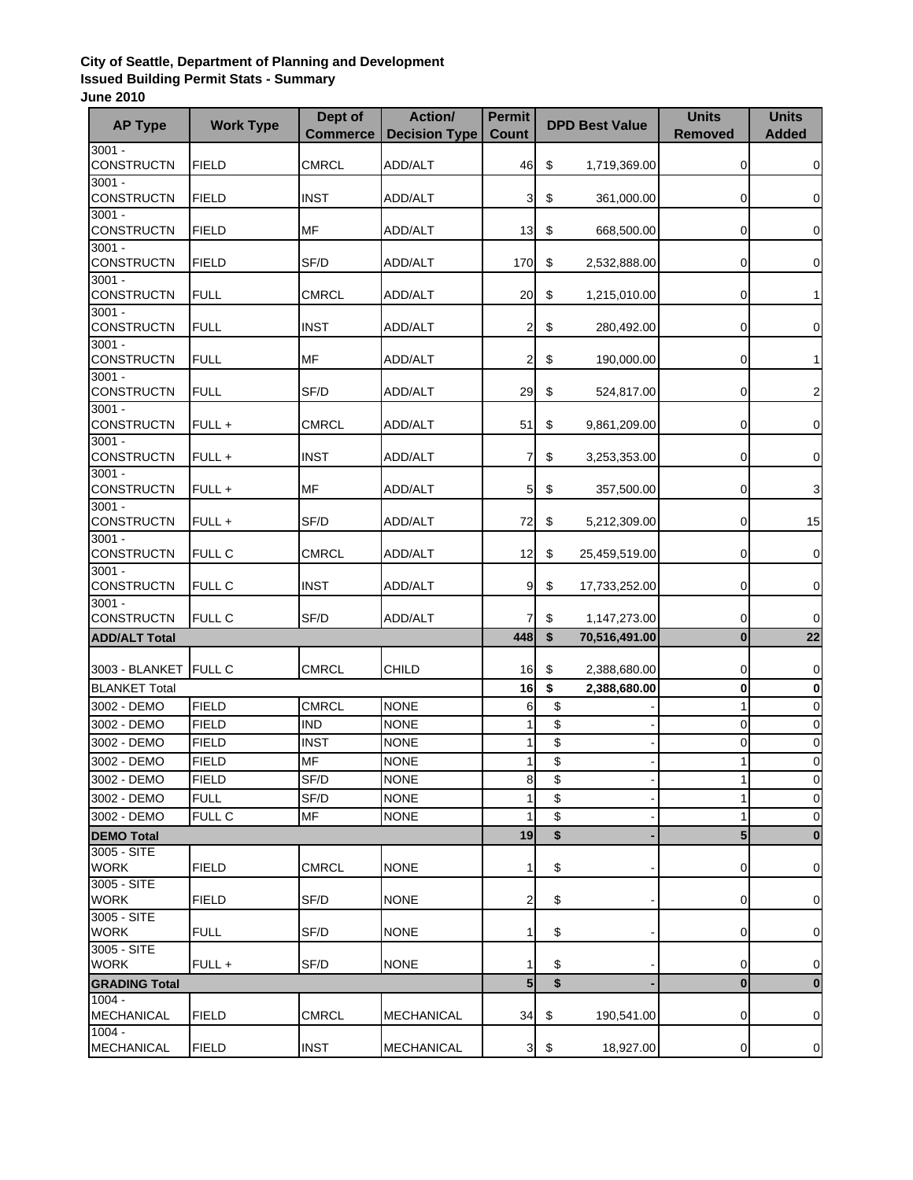**City of Seattle, Department of Planning and Development**
**Issued Building Permit Stats - Summary**
**June 2010**

| AP Type | Work Type | Dept of Commerce | Action/ Decision Type | Permit Count | DPD Best Value | Units Removed | Units Added |
|---|---|---|---|---|---|---|---|
| 3001 - CONSTRUCTN | FIELD | CMRCL | ADD/ALT | 46 | $ 1,719,369.00 | 0 | 0 |
| 3001 - CONSTRUCTN | FIELD | INST | ADD/ALT | 3 | $ 361,000.00 | 0 | 0 |
| 3001 - CONSTRUCTN | FIELD | MF | ADD/ALT | 13 | $ 668,500.00 | 0 | 0 |
| 3001 - CONSTRUCTN | FIELD | SF/D | ADD/ALT | 170 | $ 2,532,888.00 | 0 | 0 |
| 3001 - CONSTRUCTN | FULL | CMRCL | ADD/ALT | 20 | $ 1,215,010.00 | 0 | 1 |
| 3001 - CONSTRUCTN | FULL | INST | ADD/ALT | 2 | $ 280,492.00 | 0 | 0 |
| 3001 - CONSTRUCTN | FULL | MF | ADD/ALT | 2 | $ 190,000.00 | 0 | 1 |
| 3001 - CONSTRUCTN | FULL | SF/D | ADD/ALT | 29 | $ 524,817.00 | 0 | 2 |
| 3001 - CONSTRUCTN | FULL + | CMRCL | ADD/ALT | 51 | $ 9,861,209.00 | 0 | 0 |
| 3001 - CONSTRUCTN | FULL + | INST | ADD/ALT | 7 | $ 3,253,353.00 | 0 | 0 |
| 3001 - CONSTRUCTN | FULL + | MF | ADD/ALT | 5 | $ 357,500.00 | 0 | 3 |
| 3001 - CONSTRUCTN | FULL + | SF/D | ADD/ALT | 72 | $ 5,212,309.00 | 0 | 15 |
| 3001 - CONSTRUCTN | FULL C | CMRCL | ADD/ALT | 12 | $ 25,459,519.00 | 0 | 0 |
| 3001 - CONSTRUCTN | FULL C | INST | ADD/ALT | 9 | $ 17,733,252.00 | 0 | 0 |
| 3001 - CONSTRUCTN | FULL C | SF/D | ADD/ALT | 7 | $ 1,147,273.00 | 0 | 0 |
| **ADD/ALT Total** | | | | **448** | **$ 70,516,491.00** | **0** | **22** |
| 3003 - BLANKET | FULL C | CMRCL | CHILD | 16 | $ 2,388,680.00 | 0 | 0 |
| BLANKET Total | | | | **16** | **$ 2,388,680.00** | **0** | **0** |
| 3002 - DEMO | FIELD | CMRCL | NONE | 6 | $ - | 1 | 0 |
| 3002 - DEMO | FIELD | IND | NONE | 1 | $ - | 0 | 0 |
| 3002 - DEMO | FIELD | INST | NONE | 1 | $ - | 0 | 0 |
| 3002 - DEMO | FIELD | MF | NONE | 1 | $ - | 1 | 0 |
| 3002 - DEMO | FIELD | SF/D | NONE | 8 | $ - | 1 | 0 |
| 3002 - DEMO | FULL | SF/D | NONE | 1 | $ - | 1 | 0 |
| 3002 - DEMO | FULL C | MF | NONE | 1 | $ - | 1 | 0 |
| **DEMO Total** | | | | **19** | **$ -** | **5** | **0** |
| 3005 - SITE WORK | FIELD | CMRCL | NONE | 1 | $ - | 0 | 0 |
| 3005 - SITE WORK | FIELD | SF/D | NONE | 2 | $ - | 0 | 0 |
| 3005 - SITE WORK | FULL | SF/D | NONE | 1 | $ - | 0 | 0 |
| 3005 - SITE WORK | FULL + | SF/D | NONE | 1 | $ - | 0 | 0 |
| **GRADING Total** | | | | **5** | **$ -** | **0** | **0** |
| 1004 - MECHANICAL | FIELD | CMRCL | MECHANICAL | 34 | $ 190,541.00 | 0 | 0 |
| 1004 - MECHANICAL | FIELD | INST | MECHANICAL | 3 | $ 18,927.00 | 0 | 0 |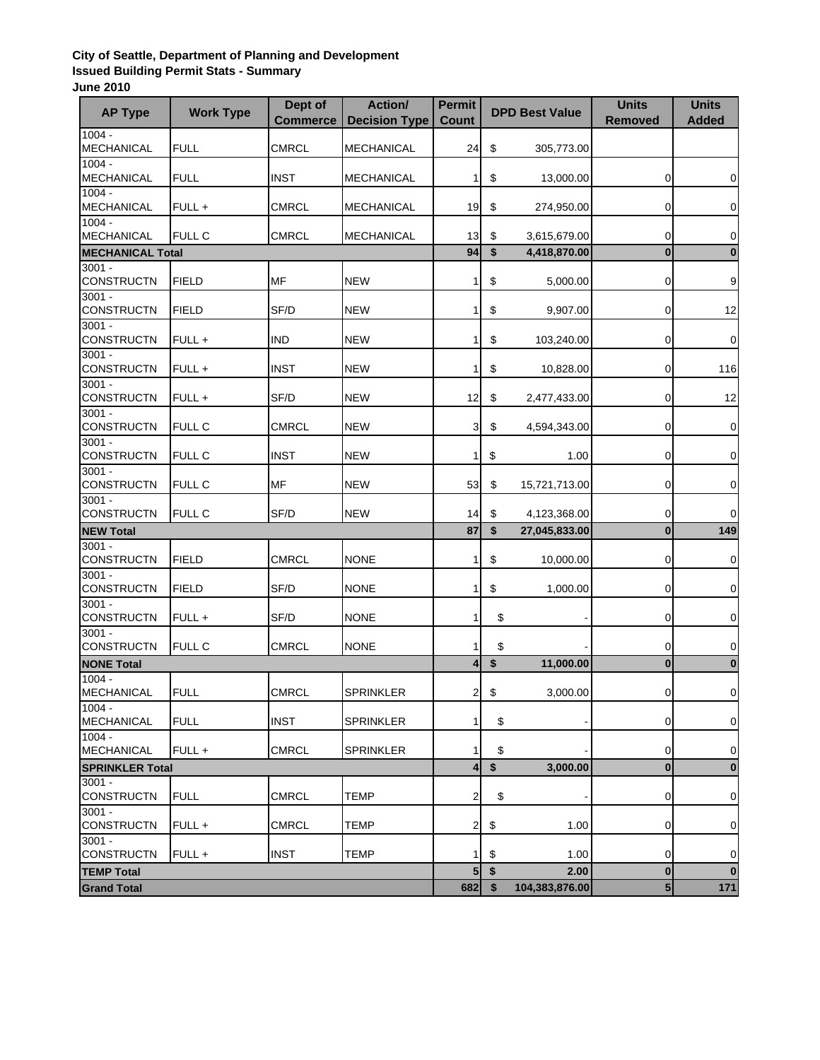**City of Seattle, Department of Planning and Development**
**Issued Building Permit Stats - Summary**
**June 2010**

| AP Type | Work Type | Dept of Commerce | Action/ Decision Type | Permit Count | DPD Best Value | Units Removed | Units Added |
|---|---|---|---|---|---|---|---|
| 1004 - MECHANICAL | FULL | CMRCL | MECHANICAL | 24 | $ 305,773.00 | | |
| 1004 - MECHANICAL | FULL | INST | MECHANICAL | 1 | $ 13,000.00 | 0 | 0 |
| 1004 - MECHANICAL | FULL + | CMRCL | MECHANICAL | 19 | $ 274,950.00 | 0 | 0 |
| 1004 - MECHANICAL | FULL C | CMRCL | MECHANICAL | 13 | $ 3,615,679.00 | 0 | 0 |
| **MECHANICAL Total** | | | | **94** | **$ 4,418,870.00** | **0** | **0** |
| 3001 - CONSTRUCTN | FIELD | MF | NEW | 1 | $ 5,000.00 | 0 | 9 |
| 3001 - CONSTRUCTN | FIELD | SF/D | NEW | 1 | $ 9,907.00 | 0 | 12 |
| 3001 - CONSTRUCTN | FULL + | IND | NEW | 1 | $ 103,240.00 | 0 | 0 |
| 3001 - CONSTRUCTN | FULL + | INST | NEW | 1 | $ 10,828.00 | 0 | 116 |
| 3001 - CONSTRUCTN | FULL + | SF/D | NEW | 12 | $ 2,477,433.00 | 0 | 12 |
| 3001 - CONSTRUCTN | FULL C | CMRCL | NEW | 3 | $ 4,594,343.00 | 0 | 0 |
| 3001 - CONSTRUCTN | FULL C | INST | NEW | 1 | $ 1.00 | 0 | 0 |
| 3001 - CONSTRUCTN | FULL C | MF | NEW | 53 | $ 15,721,713.00 | 0 | 0 |
| 3001 - CONSTRUCTN | FULL C | SF/D | NEW | 14 | $ 4,123,368.00 | 0 | 0 |
| **NEW Total** | | | | **87** | **$ 27,045,833.00** | **0** | **149** |
| 3001 - CONSTRUCTN | FIELD | CMRCL | NONE | 1 | $ 10,000.00 | 0 | 0 |
| 3001 - CONSTRUCTN | FIELD | SF/D | NONE | 1 | $ 1,000.00 | 0 | 0 |
| 3001 - CONSTRUCTN | FULL + | SF/D | NONE | 1 | $ - | 0 | 0 |
| 3001 - CONSTRUCTN | FULL C | CMRCL | NONE | 1 | $ - | 0 | 0 |
| **NONE Total** | | | | **4** | **$ 11,000.00** | **0** | **0** |
| 1004 - MECHANICAL | FULL | CMRCL | SPRINKLER | 2 | $ 3,000.00 | 0 | 0 |
| 1004 - MECHANICAL | FULL | INST | SPRINKLER | 1 | $ - | 0 | 0 |
| 1004 - MECHANICAL | FULL + | CMRCL | SPRINKLER | 1 | $ - | 0 | 0 |
| **SPRINKLER Total** | | | | **4** | **$ 3,000.00** | **0** | **0** |
| 3001 - CONSTRUCTN | FULL | CMRCL | TEMP | 2 | $ - | 0 | 0 |
| 3001 - CONSTRUCTN | FULL + | CMRCL | TEMP | 2 | $ 1.00 | 0 | 0 |
| 3001 - CONSTRUCTN | FULL + | INST | TEMP | 1 | $ 1.00 | 0 | 0 |
| **TEMP Total** | | | | **5** | **$ 2.00** | **0** | **0** |
| **Grand Total** | | | | **682** | **$ 104,383,876.00** | **5** | **171** |